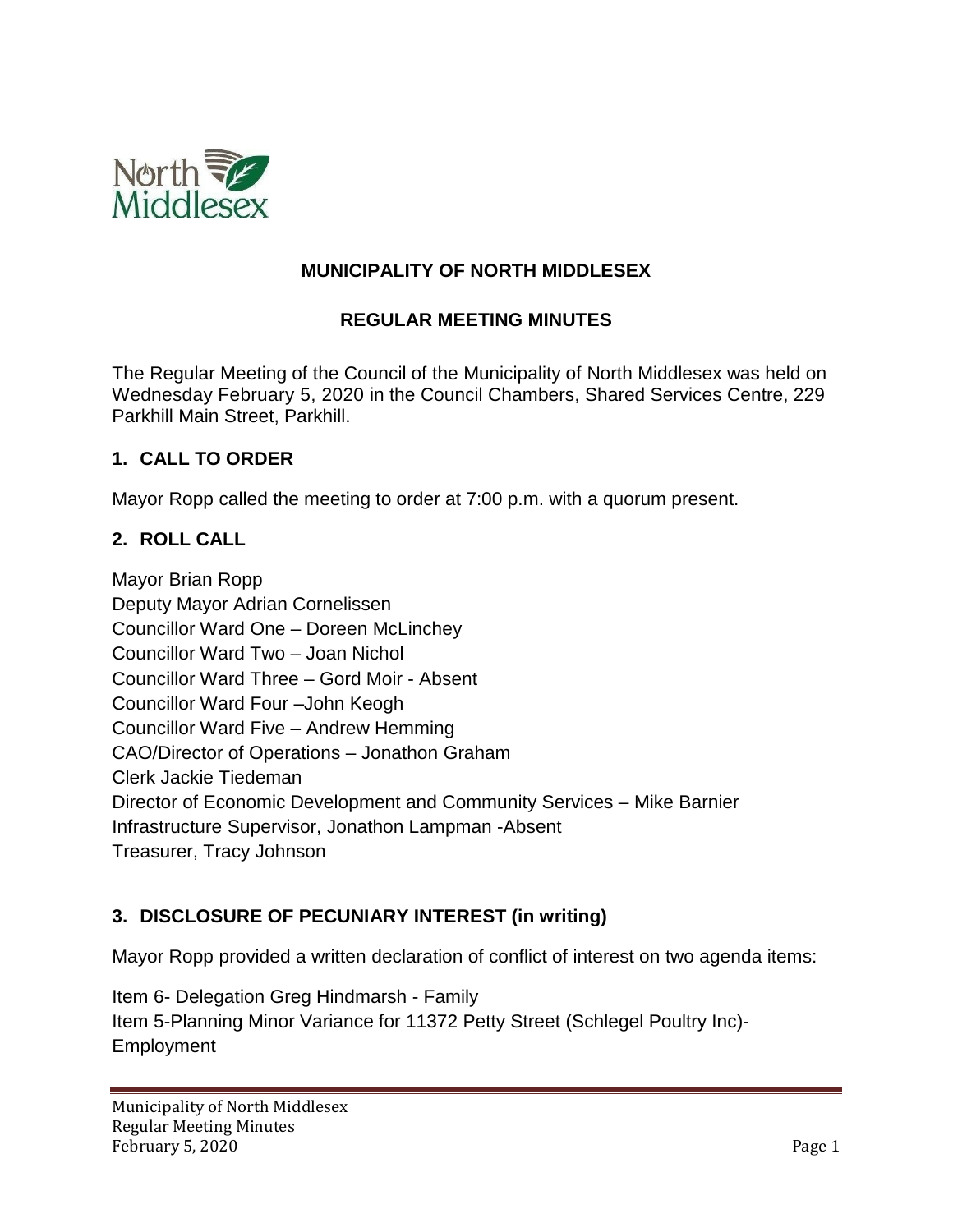# MUNICIPALITY OF NORTH MIDDLESEX

## REGULAR MEETING MINUTES

The Regular Meeting of the Council of the Municipality of North Middlesex was held on Wednesday February 5, 2020 in the Council Chambers, Shared Services Centre, 229 Parkhill Main Street, Parkhill.

### 1. CALL TO ORDER

Mayor Ropp called the meeting to order at 7:00 p.m. with a quorum present.

### 2. ROLL CALL

Mayor Brian Ropp
Deputy Mayor Adrian Cornelissen
Councillor Ward One – Doreen McLinchey
Councillor Ward Two – Joan Nichol
Councillor Ward Three – Gord Moir - Absent
Councillor Ward Four –John Keogh
Councillor Ward Five – Andrew Hemming
CAO/Director of Operations – Jonathon Graham
Clerk Jackie Tiedeman
Director of Economic Development and Community Services – Mike Barnier
Infrastructure Supervisor, Jonathon Lampman -Absent
Treasurer, Tracy Johnson

### 3. DISCLOSURE OF PECUNIARY INTEREST (in writing)

Mayor Ropp provided a written declaration of conflict of interest on two agenda items:

Item 6- Delegation Greg Hindmarsh - Family
Item 5-Planning Minor Variance for 11372 Petty Street (Schlegel Poultry Inc)-Employment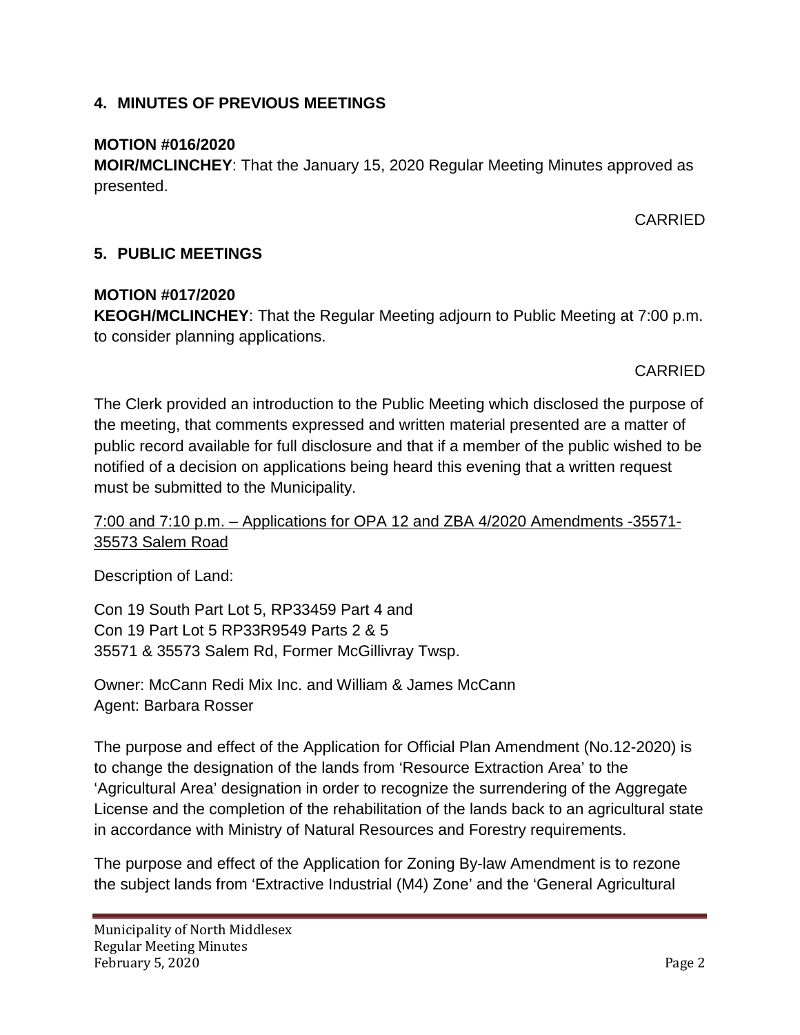## 4. MINUTES OF PREVIOUS MEETINGS

**MOTION #016/2020**
**MOIR/MCLINCHEY**: That the January 15, 2020 Regular Meeting Minutes approved as presented.

CARRIED

## 5. PUBLIC MEETINGS

**MOTION #017/2020**
**KEOGH/MCLINCHEY**: That the Regular Meeting adjourn to Public Meeting at 7:00 p.m. to consider planning applications.

CARRIED

The Clerk provided an introduction to the Public Meeting which disclosed the purpose of the meeting, that comments expressed and written material presented are a matter of public record available for full disclosure and that if a member of the public wished to be notified of a decision on applications being heard this evening that a written request must be submitted to the Municipality.

<u>7:00 and 7:10 p.m. – Applications for OPA 12 and ZBA 4/2020 Amendments -35571-35573 Salem Road</u>

Description of Land:

Con 19 South Part Lot 5, RP33459 Part 4 and
Con 19 Part Lot 5 RP33R9549 Parts 2 & 5
35571 & 35573 Salem Rd, Former McGillivray Twsp.

Owner: McCann Redi Mix Inc. and William & James McCann
Agent: Barbara Rosser

The purpose and effect of the Application for Official Plan Amendment (No.12-2020) is to change the designation of the lands from 'Resource Extraction Area' to the 'Agricultural Area' designation in order to recognize the surrendering of the Aggregate License and the completion of the rehabilitation of the lands back to an agricultural state in accordance with Ministry of Natural Resources and Forestry requirements.

The purpose and effect of the Application for Zoning By-law Amendment is to rezone the subject lands from 'Extractive Industrial (M4) Zone' and the 'General Agricultural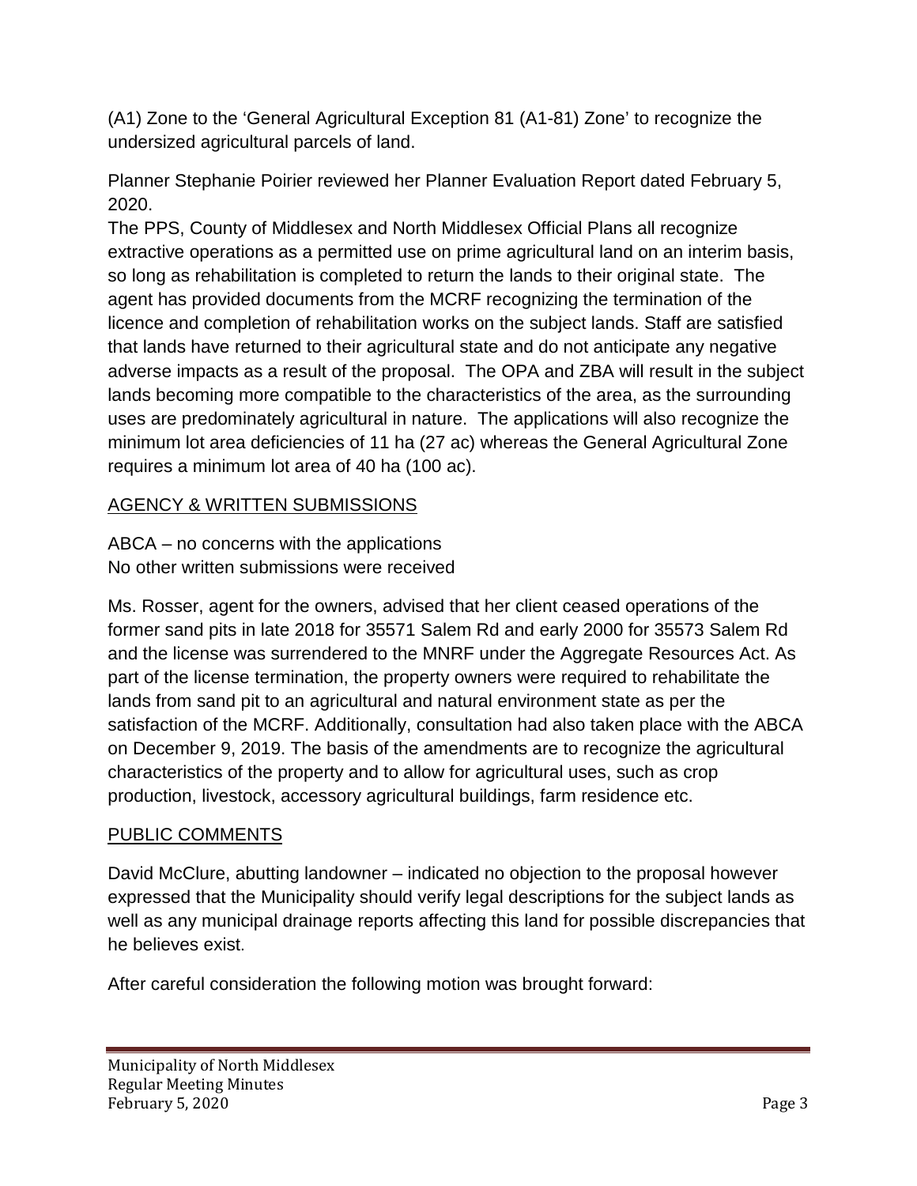(A1) Zone to the 'General Agricultural Exception 81 (A1-81) Zone' to recognize the undersized agricultural parcels of land.

Planner Stephanie Poirier reviewed her Planner Evaluation Report dated February 5, 2020.

The PPS, County of Middlesex and North Middlesex Official Plans all recognize extractive operations as a permitted use on prime agricultural land on an interim basis, so long as rehabilitation is completed to return the lands to their original state. The agent has provided documents from the MCRF recognizing the termination of the licence and completion of rehabilitation works on the subject lands. Staff are satisfied that lands have returned to their agricultural state and do not anticipate any negative adverse impacts as a result of the proposal. The OPA and ZBA will result in the subject lands becoming more compatible to the characteristics of the area, as the surrounding uses are predominately agricultural in nature. The applications will also recognize the minimum lot area deficiencies of 11 ha (27 ac) whereas the General Agricultural Zone requires a minimum lot area of 40 ha (100 ac).

AGENCY & WRITTEN SUBMISSIONS

ABCA – no concerns with the applications
No other written submissions were received

Ms. Rosser, agent for the owners, advised that her client ceased operations of the former sand pits in late 2018 for 35571 Salem Rd and early 2000 for 35573 Salem Rd and the license was surrendered to the MNRF under the Aggregate Resources Act. As part of the license termination, the property owners were required to rehabilitate the lands from sand pit to an agricultural and natural environment state as per the satisfaction of the MCRF. Additionally, consultation had also taken place with the ABCA on December 9, 2019. The basis of the amendments are to recognize the agricultural characteristics of the property and to allow for agricultural uses, such as crop production, livestock, accessory agricultural buildings, farm residence etc.

PUBLIC COMMENTS

David McClure, abutting landowner – indicated no objection to the proposal however expressed that the Municipality should verify legal descriptions for the subject lands as well as any municipal drainage reports affecting this land for possible discrepancies that he believes exist.

After careful consideration the following motion was brought forward: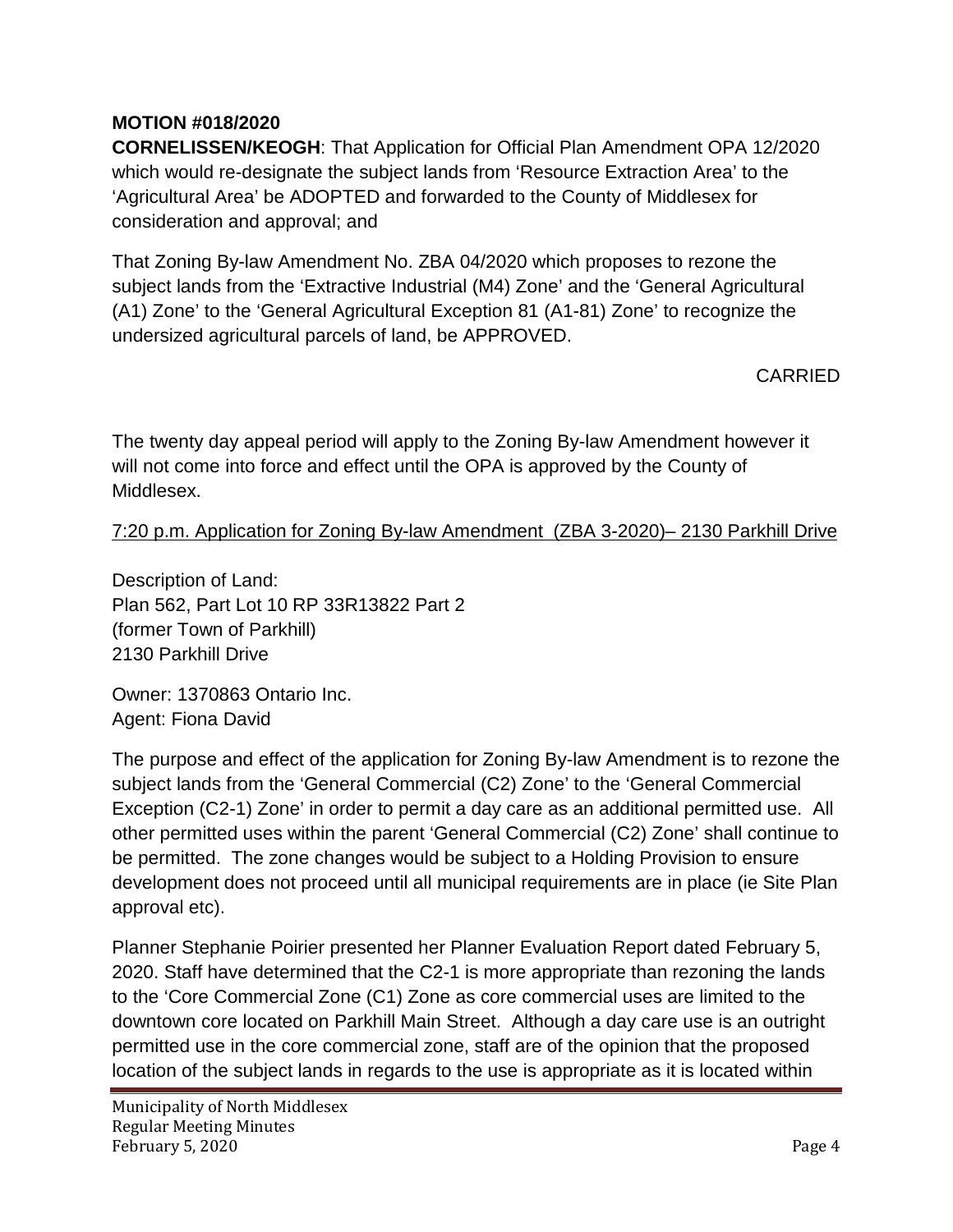**MOTION #018/2020**
**CORNELISSEN/KEOGH**: That Application for Official Plan Amendment OPA 12/2020 which would re-designate the subject lands from 'Resource Extraction Area' to the 'Agricultural Area' be ADOPTED and forwarded to the County of Middlesex for consideration and approval; and

That Zoning By-law Amendment No. ZBA 04/2020 which proposes to rezone the subject lands from the 'Extractive Industrial (M4) Zone' and the 'General Agricultural (A1) Zone' to the 'General Agricultural Exception 81 (A1-81) Zone' to recognize the undersized agricultural parcels of land, be APPROVED.

CARRIED

The twenty day appeal period will apply to the Zoning By-law Amendment however it will not come into force and effect until the OPA is approved by the County of Middlesex.

<u>7:20 p.m. Application for Zoning By-law Amendment (ZBA 3-2020)– 2130 Parkhill Drive</u>

Description of Land:
Plan 562, Part Lot 10 RP 33R13822 Part 2
(former Town of Parkhill)
2130 Parkhill Drive

Owner: 1370863 Ontario Inc.
Agent: Fiona David

The purpose and effect of the application for Zoning By-law Amendment is to rezone the subject lands from the 'General Commercial (C2) Zone' to the 'General Commercial Exception (C2-1) Zone' in order to permit a day care as an additional permitted use. All other permitted uses within the parent 'General Commercial (C2) Zone' shall continue to be permitted. The zone changes would be subject to a Holding Provision to ensure development does not proceed until all municipal requirements are in place (ie Site Plan approval etc).

Planner Stephanie Poirier presented her Planner Evaluation Report dated February 5, 2020. Staff have determined that the C2-1 is more appropriate than rezoning the lands to the 'Core Commercial Zone (C1) Zone as core commercial uses are limited to the downtown core located on Parkhill Main Street. Although a day care use is an outright permitted use in the core commercial zone, staff are of the opinion that the proposed location of the subject lands in regards to the use is appropriate as it is located within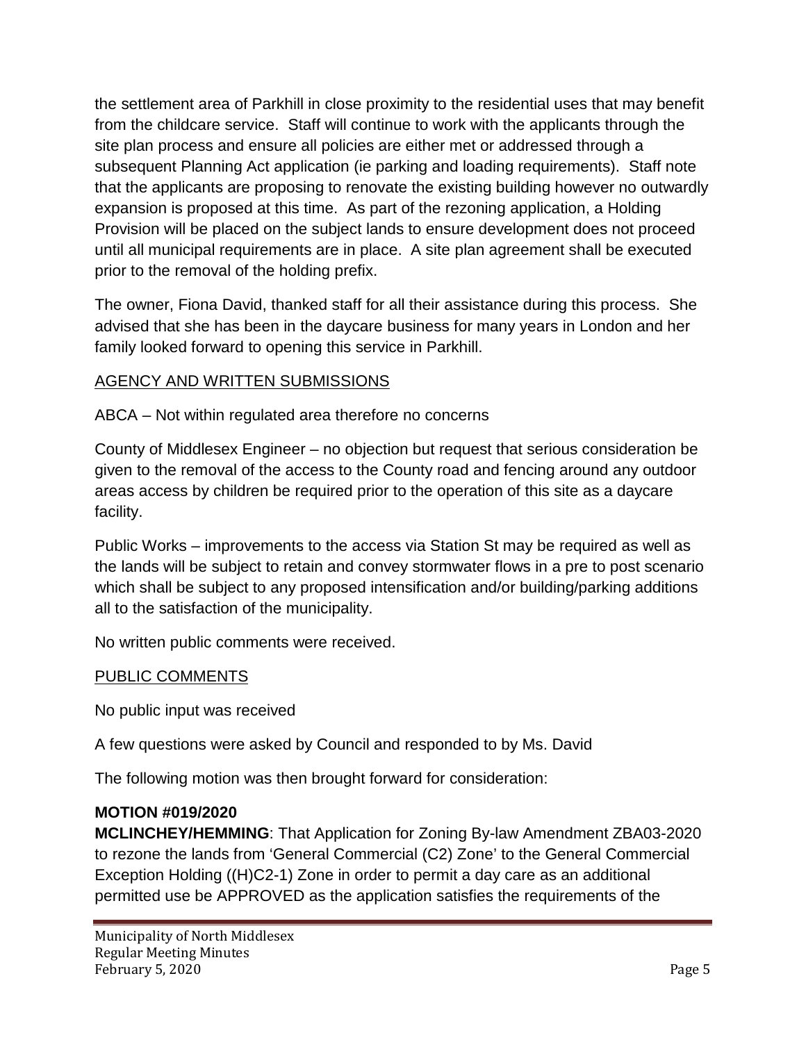the settlement area of Parkhill in close proximity to the residential uses that may benefit from the childcare service. Staff will continue to work with the applicants through the site plan process and ensure all policies are either met or addressed through a subsequent Planning Act application (ie parking and loading requirements). Staff note that the applicants are proposing to renovate the existing building however no outwardly expansion is proposed at this time. As part of the rezoning application, a Holding Provision will be placed on the subject lands to ensure development does not proceed until all municipal requirements are in place. A site plan agreement shall be executed prior to the removal of the holding prefix.

The owner, Fiona David, thanked staff for all their assistance during this process. She advised that she has been in the daycare business for many years in London and her family looked forward to opening this service in Parkhill.

AGENCY AND WRITTEN SUBMISSIONS

ABCA – Not within regulated area therefore no concerns

County of Middlesex Engineer – no objection but request that serious consideration be given to the removal of the access to the County road and fencing around any outdoor areas access by children be required prior to the operation of this site as a daycare facility.

Public Works – improvements to the access via Station St may be required as well as the lands will be subject to retain and convey stormwater flows in a pre to post scenario which shall be subject to any proposed intensification and/or building/parking additions all to the satisfaction of the municipality.

No written public comments were received.

PUBLIC COMMENTS

No public input was received

A few questions were asked by Council and responded to by Ms. David

The following motion was then brought forward for consideration:

**MOTION #019/2020**
**MCLINCHEY/HEMMING**: That Application for Zoning By-law Amendment ZBA03-2020 to rezone the lands from 'General Commercial (C2) Zone' to the General Commercial Exception Holding ((H)C2-1) Zone in order to permit a day care as an additional permitted use be APPROVED as the application satisfies the requirements of the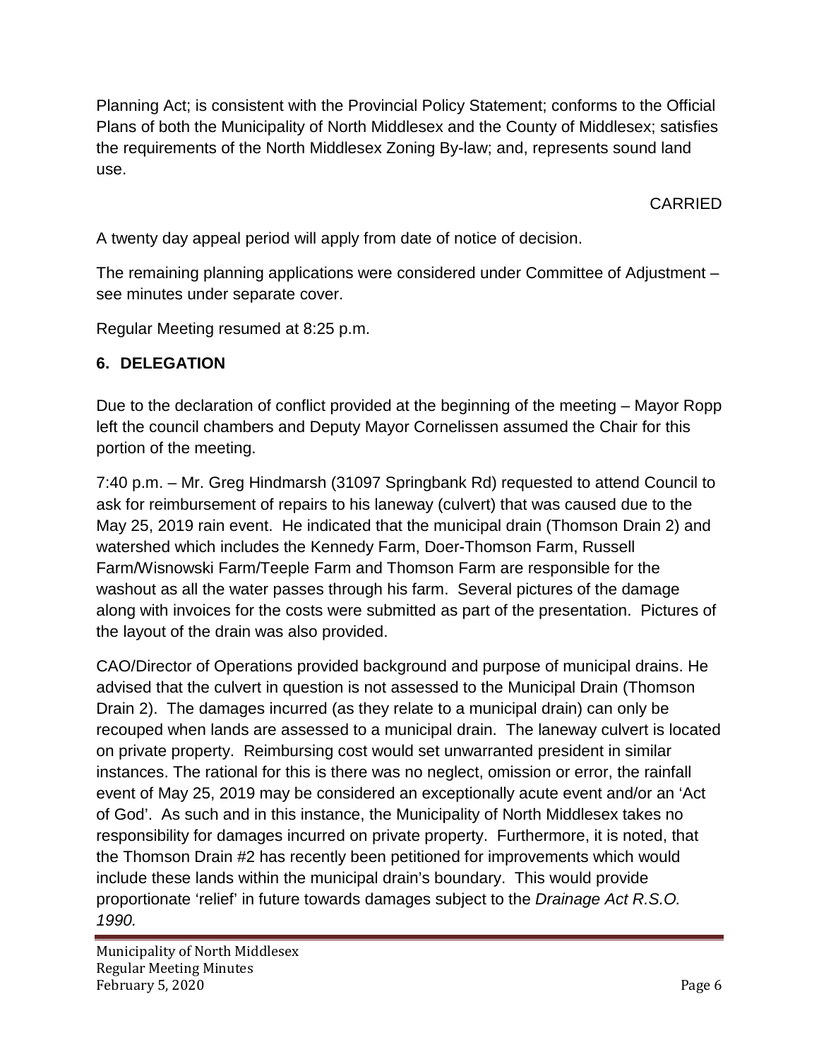Planning Act; is consistent with the Provincial Policy Statement; conforms to the Official Plans of both the Municipality of North Middlesex and the County of Middlesex; satisfies the requirements of the North Middlesex Zoning By-law; and, represents sound land use.

CARRIED

A twenty day appeal period will apply from date of notice of decision.

The remaining planning applications were considered under Committee of Adjustment – see minutes under separate cover.

Regular Meeting resumed at 8:25 p.m.

## 6. DELEGATION

Due to the declaration of conflict provided at the beginning of the meeting – Mayor Ropp left the council chambers and Deputy Mayor Cornelissen assumed the Chair for this portion of the meeting.

7:40 p.m. – Mr. Greg Hindmarsh (31097 Springbank Rd) requested to attend Council to ask for reimbursement of repairs to his laneway (culvert) that was caused due to the May 25, 2019 rain event. He indicated that the municipal drain (Thomson Drain 2) and watershed which includes the Kennedy Farm, Doer-Thomson Farm, Russell Farm/Wisnowski Farm/Teeple Farm and Thomson Farm are responsible for the washout as all the water passes through his farm. Several pictures of the damage along with invoices for the costs were submitted as part of the presentation. Pictures of the layout of the drain was also provided.

CAO/Director of Operations provided background and purpose of municipal drains. He advised that the culvert in question is not assessed to the Municipal Drain (Thomson Drain 2). The damages incurred (as they relate to a municipal drain) can only be recouped when lands are assessed to a municipal drain. The laneway culvert is located on private property. Reimbursing cost would set unwarranted president in similar instances. The rational for this is there was no neglect, omission or error, the rainfall event of May 25, 2019 may be considered an exceptionally acute event and/or an 'Act of God'. As such and in this instance, the Municipality of North Middlesex takes no responsibility for damages incurred on private property. Furthermore, it is noted, that the Thomson Drain #2 has recently been petitioned for improvements which would include these lands within the municipal drain's boundary. This would provide proportionate 'relief' in future towards damages subject to the *Drainage Act R.S.O. 1990.*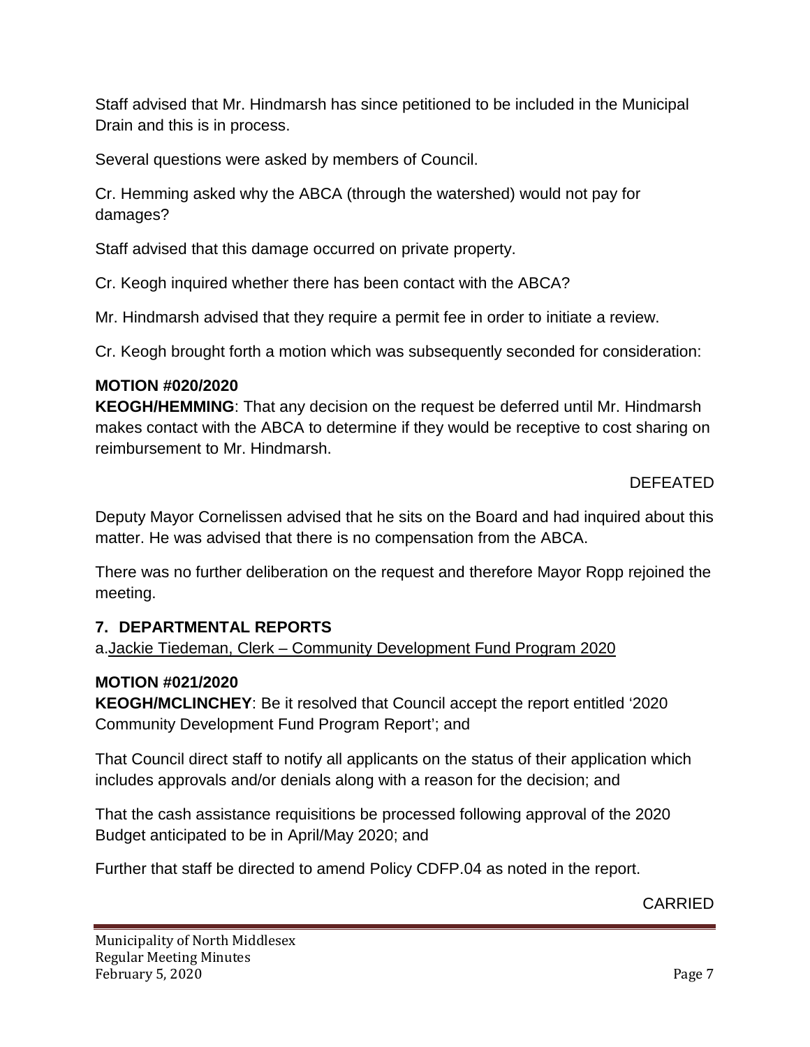Staff advised that Mr. Hindmarsh has since petitioned to be included in the Municipal Drain and this is in process.

Several questions were asked by members of Council.

Cr. Hemming asked why the ABCA (through the watershed) would not pay for damages?

Staff advised that this damage occurred on private property.

Cr. Keogh inquired whether there has been contact with the ABCA?

Mr. Hindmarsh advised that they require a permit fee in order to initiate a review.

Cr. Keogh brought forth a motion which was subsequently seconded for consideration:

**MOTION #020/2020**
**KEOGH/HEMMING**: That any decision on the request be deferred until Mr. Hindmarsh makes contact with the ABCA to determine if they would be receptive to cost sharing on reimbursement to Mr. Hindmarsh.

DEFEATED

Deputy Mayor Cornelissen advised that he sits on the Board and had inquired about this matter. He was advised that there is no compensation from the ABCA.

There was no further deliberation on the request and therefore Mayor Ropp rejoined the meeting.

## 7. DEPARTMENTAL REPORTS

a. Jackie Tiedeman, Clerk – Community Development Fund Program 2020

**MOTION #021/2020**
**KEOGH/MCLINCHEY**: Be it resolved that Council accept the report entitled '2020 Community Development Fund Program Report'; and

That Council direct staff to notify all applicants on the status of their application which includes approvals and/or denials along with a reason for the decision; and

That the cash assistance requisitions be processed following approval of the 2020 Budget anticipated to be in April/May 2020; and

Further that staff be directed to amend Policy CDFP.04 as noted in the report.

CARRIED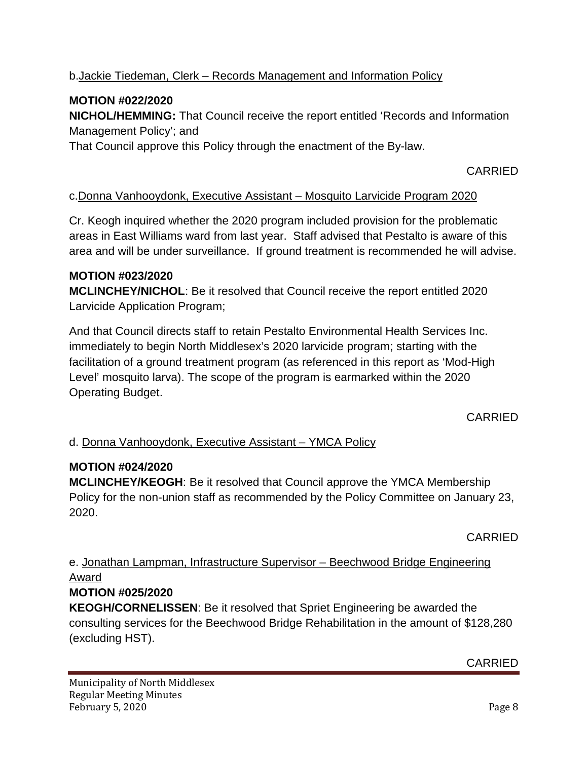b. Jackie Tiedeman, Clerk – Records Management and Information Policy

**MOTION #022/2020**

**NICHOL/HEMMING:** That Council receive the report entitled 'Records and Information Management Policy'; and

That Council approve this Policy through the enactment of the By-law.

CARRIED

c. Donna Vanhooydonk, Executive Assistant – Mosquito Larvicide Program 2020

Cr. Keogh inquired whether the 2020 program included provision for the problematic areas in East Williams ward from last year. Staff advised that Pestalto is aware of this area and will be under surveillance. If ground treatment is recommended he will advise.

**MOTION #023/2020**

**MCLINCHEY/NICHOL**: Be it resolved that Council receive the report entitled 2020 Larvicide Application Program;

And that Council directs staff to retain Pestalto Environmental Health Services Inc. immediately to begin North Middlesex's 2020 larvicide program; starting with the facilitation of a ground treatment program (as referenced in this report as 'Mod-High Level' mosquito larva). The scope of the program is earmarked within the 2020 Operating Budget.

CARRIED

d. Donna Vanhooydonk, Executive Assistant – YMCA Policy

**MOTION #024/2020**

**MCLINCHEY/KEOGH**: Be it resolved that Council approve the YMCA Membership Policy for the non-union staff as recommended by the Policy Committee on January 23, 2020.

CARRIED

e. Jonathan Lampman, Infrastructure Supervisor – Beechwood Bridge Engineering Award

**MOTION #025/2020**

**KEOGH/CORNELISSEN**: Be it resolved that Spriet Engineering be awarded the consulting services for the Beechwood Bridge Rehabilitation in the amount of $128,280 (excluding HST).

CARRIED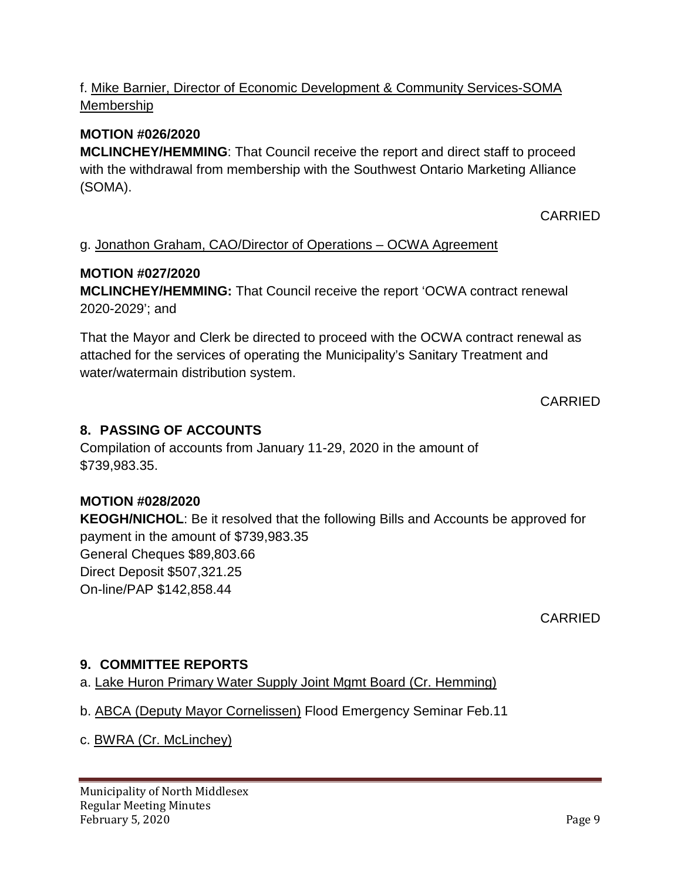f. Mike Barnier, Director of Economic Development & Community Services-SOMA Membership

**MOTION #026/2020**
**MCLINCHEY/HEMMING**: That Council receive the report and direct staff to proceed with the withdrawal from membership with the Southwest Ontario Marketing Alliance (SOMA).

CARRIED

g. Jonathon Graham, CAO/Director of Operations – OCWA Agreement

**MOTION #027/2020**
**MCLINCHEY/HEMMING:** That Council receive the report 'OCWA contract renewal 2020-2029'; and

That the Mayor and Clerk be directed to proceed with the OCWA contract renewal as attached for the services of operating the Municipality's Sanitary Treatment and water/watermain distribution system.

CARRIED

## 8. PASSING OF ACCOUNTS

Compilation of accounts from January 11-29, 2020 in the amount of $739,983.35.

**MOTION #028/2020**
**KEOGH/NICHOL**: Be it resolved that the following Bills and Accounts be approved for payment in the amount of $739,983.35
General Cheques $89,803.66
Direct Deposit $507,321.25
On-line/PAP $142,858.44

CARRIED

## 9. COMMITTEE REPORTS

a. Lake Huron Primary Water Supply Joint Mgmt Board (Cr. Hemming)

b. ABCA (Deputy Mayor Cornelissen) Flood Emergency Seminar Feb.11

c. BWRA (Cr. McLinchey)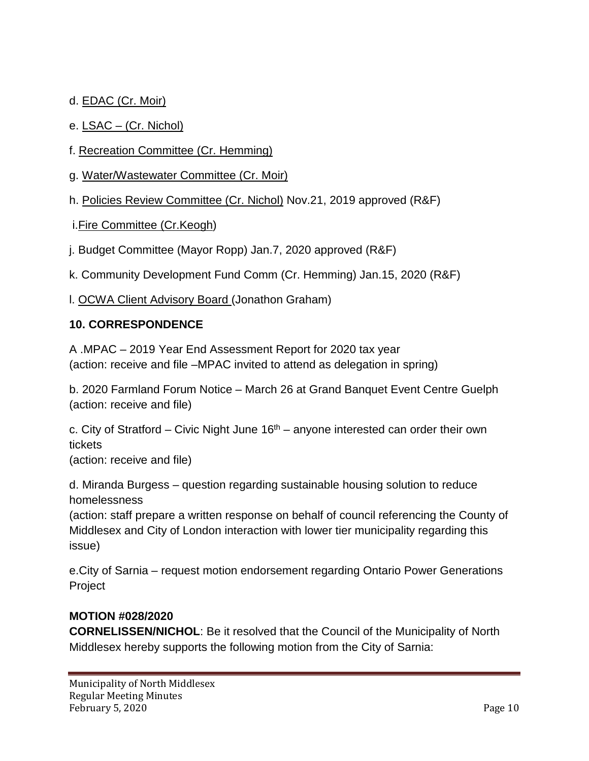d. EDAC (Cr. Moir)

e. LSAC – (Cr. Nichol)

f. Recreation Committee (Cr. Hemming)

g. Water/Wastewater Committee (Cr. Moir)

h. Policies Review Committee (Cr. Nichol) Nov.21, 2019 approved (R&F)

i.Fire Committee (Cr.Keogh)

j. Budget Committee (Mayor Ropp) Jan.7, 2020 approved (R&F)

k. Community Development Fund Comm (Cr. Hemming) Jan.15, 2020 (R&F)

l. OCWA Client Advisory Board (Jonathon Graham)

**10. CORRESPONDENCE**

A .MPAC – 2019 Year End Assessment Report for 2020 tax year
(action: receive and file –MPAC invited to attend as delegation in spring)

b. 2020 Farmland Forum Notice – March 26 at Grand Banquet Event Centre Guelph
(action: receive and file)

c. City of Stratford – Civic Night June 16th – anyone interested can order their own tickets
(action: receive and file)

d. Miranda Burgess – question regarding sustainable housing solution to reduce homelessness
(action: staff prepare a written response on behalf of council referencing the County of Middlesex and City of London interaction with lower tier municipality regarding this issue)

e.City of Sarnia – request motion endorsement regarding Ontario Power Generations Project

**MOTION #028/2020**
**CORNELISSEN/NICHOL**: Be it resolved that the Council of the Municipality of North Middlesex hereby supports the following motion from the City of Sarnia: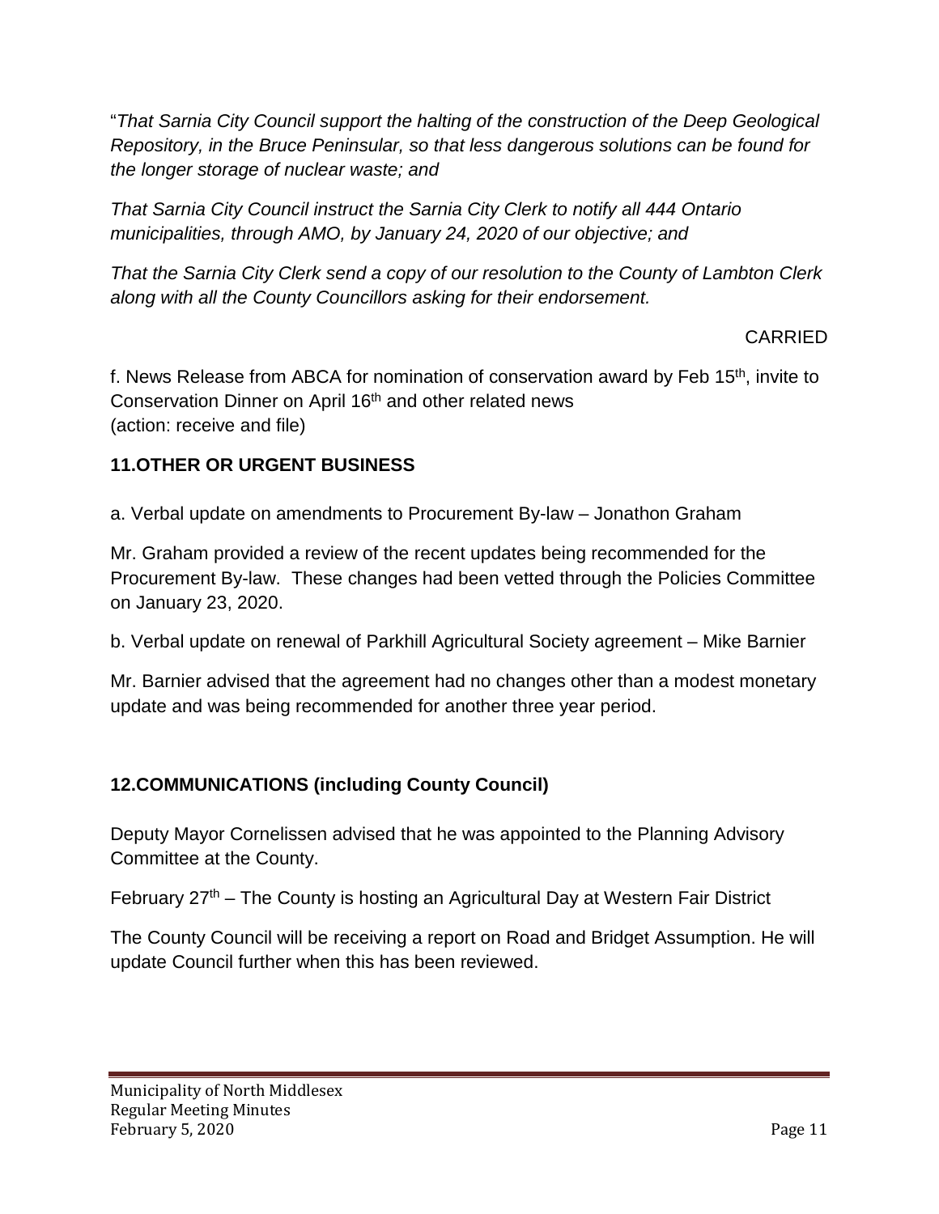"*That Sarnia City Council support the halting of the construction of the Deep Geological Repository, in the Bruce Peninsular, so that less dangerous solutions can be found for the longer storage of nuclear waste; and*

*That Sarnia City Council instruct the Sarnia City Clerk to notify all 444 Ontario municipalities, through AMO, by January 24, 2020 of our objective; and*

*That the Sarnia City Clerk send a copy of our resolution to the County of Lambton Clerk along with all the County Councillors asking for their endorsement.*

CARRIED

f. News Release from ABCA for nomination of conservation award by Feb 15th, invite to Conservation Dinner on April 16th and other related news
(action: receive and file)

## 11.OTHER OR URGENT BUSINESS

a. Verbal update on amendments to Procurement By-law – Jonathon Graham

Mr. Graham provided a review of the recent updates being recommended for the Procurement By-law. These changes had been vetted through the Policies Committee on January 23, 2020.

b. Verbal update on renewal of Parkhill Agricultural Society agreement – Mike Barnier

Mr. Barnier advised that the agreement had no changes other than a modest monetary update and was being recommended for another three year period.

## 12.COMMUNICATIONS (including County Council)

Deputy Mayor Cornelissen advised that he was appointed to the Planning Advisory Committee at the County.

February 27th – The County is hosting an Agricultural Day at Western Fair District

The County Council will be receiving a report on Road and Bridget Assumption. He will update Council further when this has been reviewed.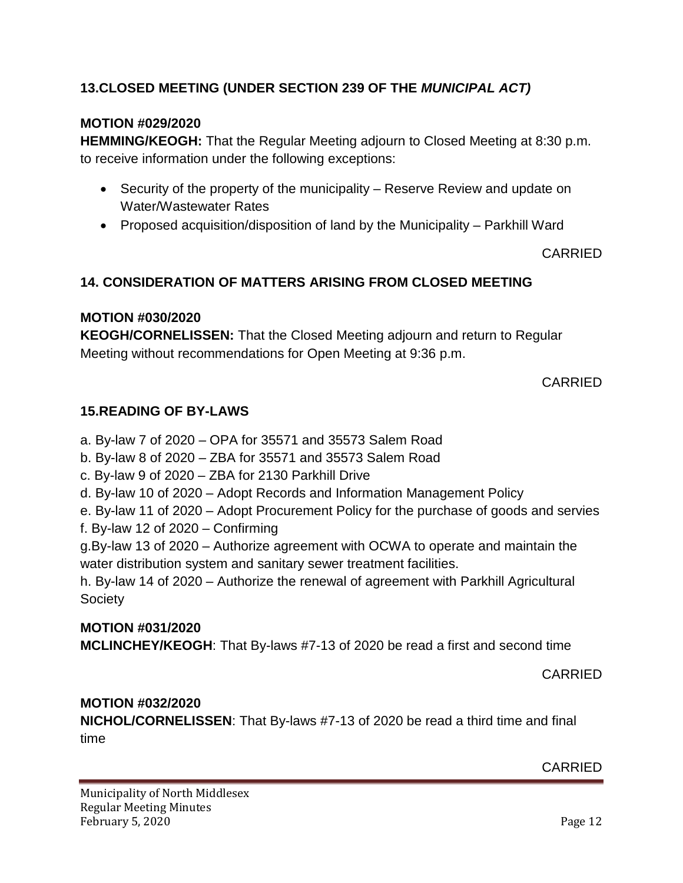## 13.CLOSED MEETING (UNDER SECTION 239 OF THE *MUNICIPAL ACT)*

**MOTION #029/2020**

**HEMMING/KEOGH:** That the Regular Meeting adjourn to Closed Meeting at 8:30 p.m. to receive information under the following exceptions:

- Security of the property of the municipality – Reserve Review and update on Water/Wastewater Rates
- Proposed acquisition/disposition of land by the Municipality – Parkhill Ward

CARRIED

## 14. CONSIDERATION OF MATTERS ARISING FROM CLOSED MEETING

**MOTION #030/2020**

**KEOGH/CORNELISSEN:** That the Closed Meeting adjourn and return to Regular Meeting without recommendations for Open Meeting at 9:36 p.m.

CARRIED

## 15.READING OF BY-LAWS

a. By-law 7 of 2020 – OPA for 35571 and 35573 Salem Road
b. By-law 8 of 2020 – ZBA for 35571 and 35573 Salem Road
c. By-law 9 of 2020 – ZBA for 2130 Parkhill Drive
d. By-law 10 of 2020 – Adopt Records and Information Management Policy
e. By-law 11 of 2020 – Adopt Procurement Policy for the purchase of goods and servies
f. By-law 12 of 2020 – Confirming
g.By-law 13 of 2020 – Authorize agreement with OCWA to operate and maintain the water distribution system and sanitary sewer treatment facilities.
h. By-law 14 of 2020 – Authorize the renewal of agreement with Parkhill Agricultural Society

**MOTION #031/2020**

**MCLINCHEY/KEOGH**: That By-laws #7-13 of 2020 be read a first and second time

CARRIED

**MOTION #032/2020**

**NICHOL/CORNELISSEN**: That By-laws #7-13 of 2020 be read a third time and final time

CARRIED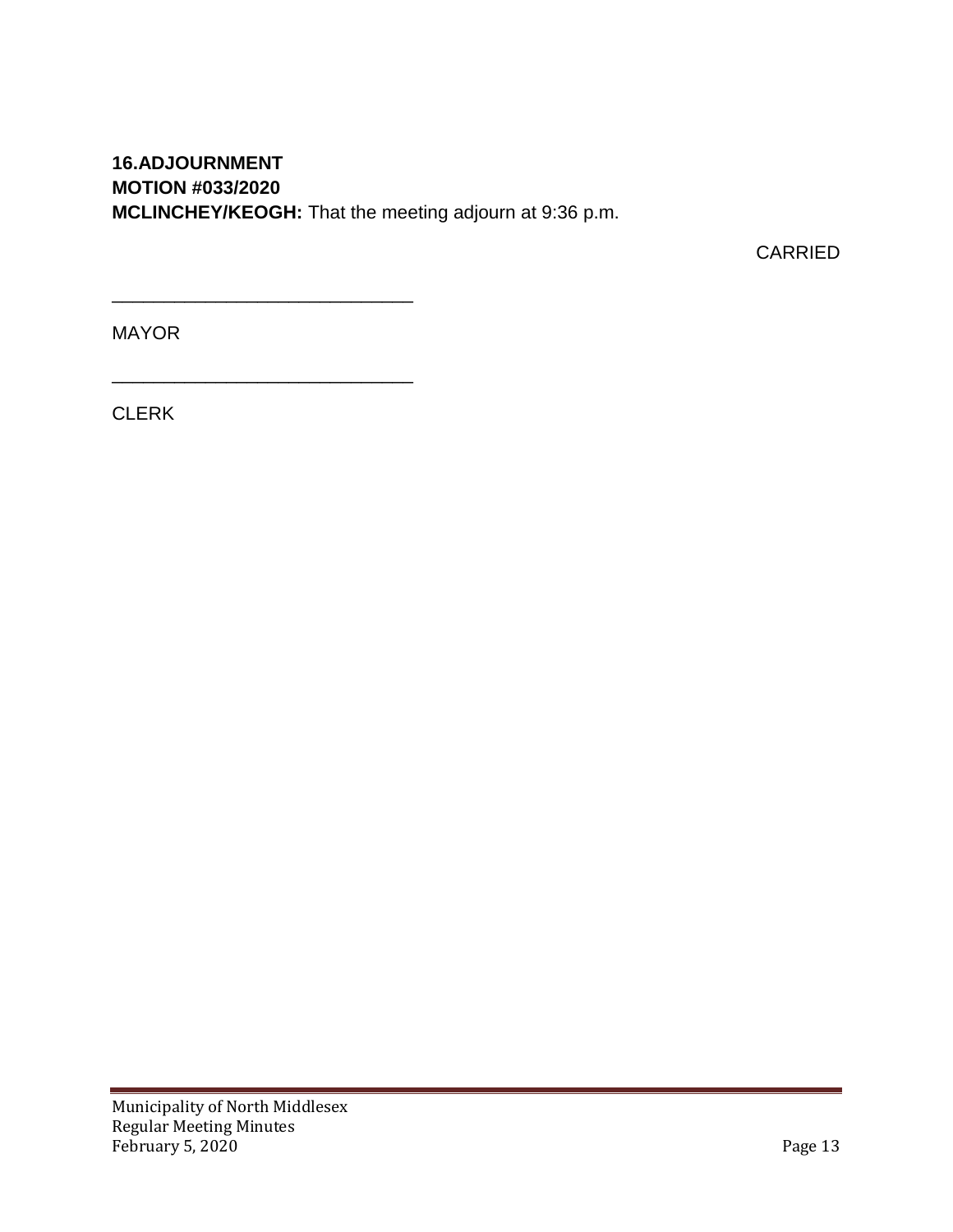**16.ADJOURNMENT**
**MOTION #033/2020**
**MCLINCHEY/KEOGH:** That the meeting adjourn at 9:36 p.m.

CARRIED

______________________________

MAYOR

______________________________

CLERK